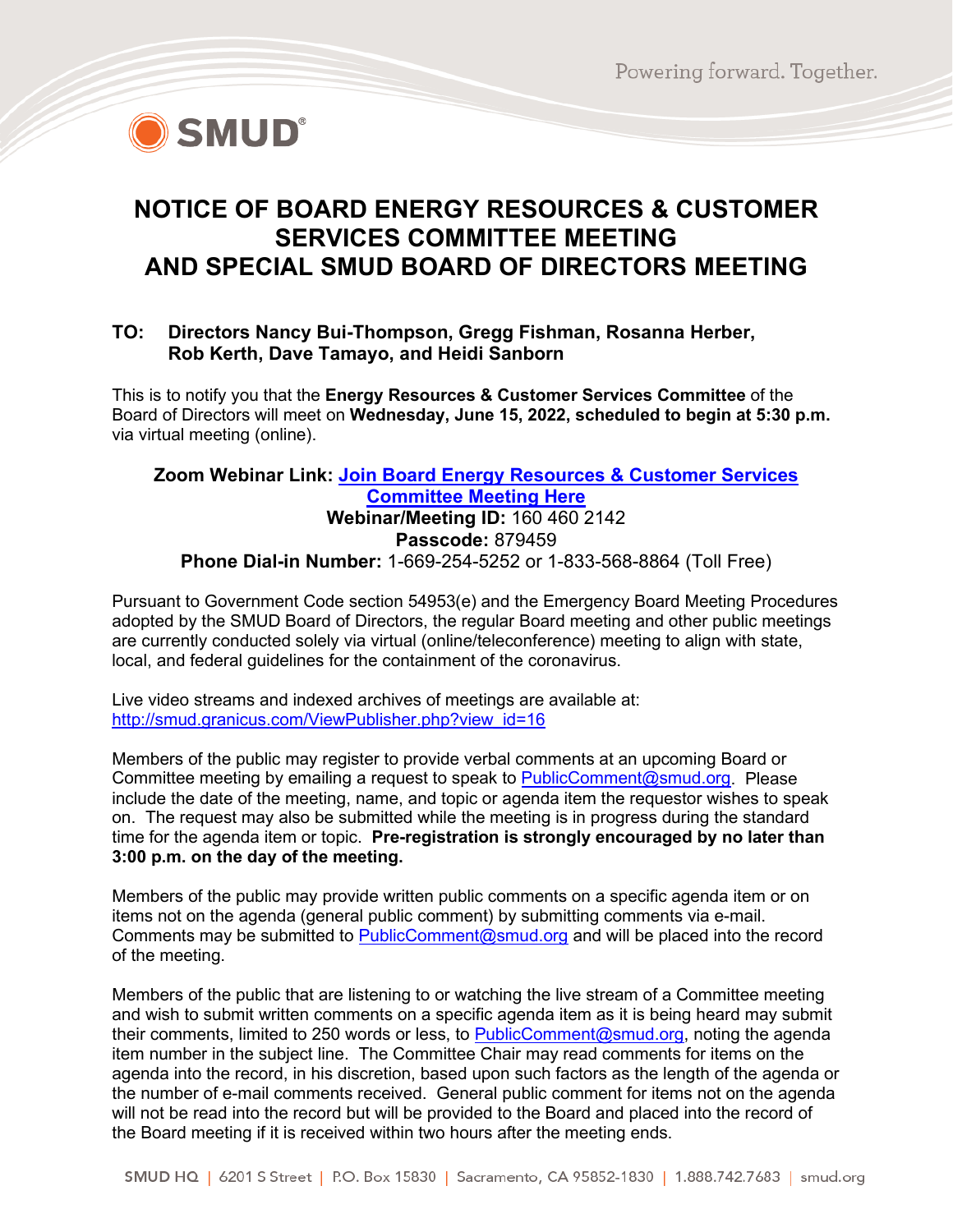# NOTICE OF BOARD ENERGY RESOURCES & CUSTOMER SERVICES COMMITTEE MEETING AND SPECIAL SMUD BOARD OF DIRECTORS MEETING

**TO: Directors Nancy Bui-Thompson, Gregg Fishman, Rosanna Herber, Rob Kerth, Dave Tamayo, and Heidi Sanborn**

This is to notify you that the **Energy Resources & Customer Services Committee** of the Board of Directors will meet on **Wednesday, June 15, 2022, scheduled to begin at 5:30 p.m.** via virtual meeting (online).

**Zoom Webinar Link: Join Board Energy Resources & Customer Services Committee Meeting Here**
**Webinar/Meeting ID:** 160 460 2142
**Passcode:** 879459
**Phone Dial-in Number:** 1-669-254-5252 or 1-833-568-8864 (Toll Free)

Pursuant to Government Code section 54953(e) and the Emergency Board Meeting Procedures adopted by the SMUD Board of Directors, the regular Board meeting and other public meetings are currently conducted solely via virtual (online/teleconference) meeting to align with state, local, and federal guidelines for the containment of the coronavirus.

Live video streams and indexed archives of meetings are available at: http://smud.granicus.com/ViewPublisher.php?view_id=16

Members of the public may register to provide verbal comments at an upcoming Board or Committee meeting by emailing a request to speak to PublicComment@smud.org. Please include the date of the meeting, name, and topic or agenda item the requestor wishes to speak on. The request may also be submitted while the meeting is in progress during the standard time for the agenda item or topic. **Pre-registration is strongly encouraged by no later than 3:00 p.m. on the day of the meeting.**

Members of the public may provide written public comments on a specific agenda item or on items not on the agenda (general public comment) by submitting comments via e-mail. Comments may be submitted to PublicComment@smud.org and will be placed into the record of the meeting.

Members of the public that are listening to or watching the live stream of a Committee meeting and wish to submit written comments on a specific agenda item as it is being heard may submit their comments, limited to 250 words or less, to PublicComment@smud.org, noting the agenda item number in the subject line. The Committee Chair may read comments for items on the agenda into the record, in his discretion, based upon such factors as the length of the agenda or the number of e-mail comments received. General public comment for items not on the agenda will not be read into the record but will be provided to the Board and placed into the record of the Board meeting if it is received within two hours after the meeting ends.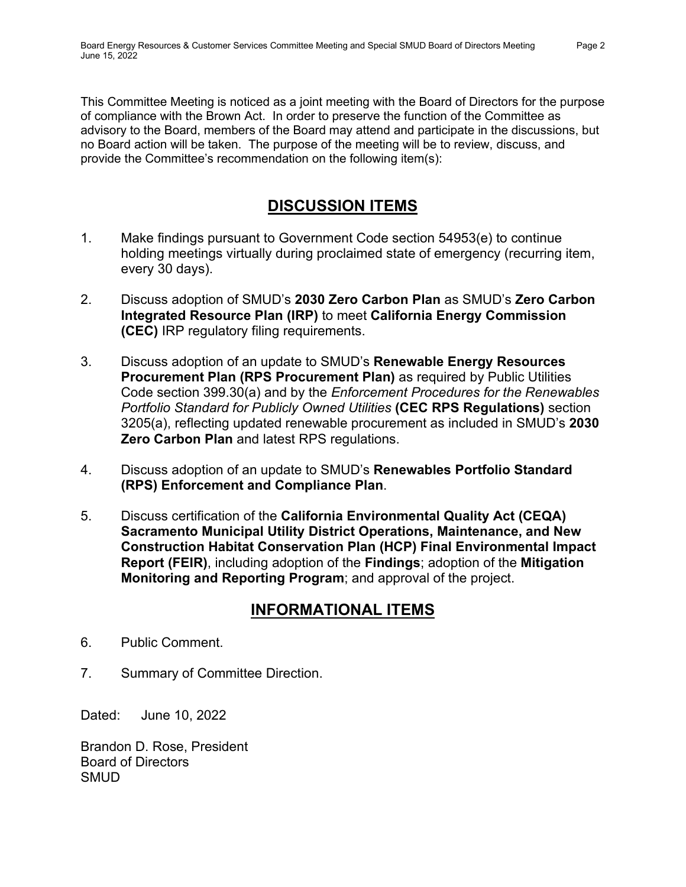This Committee Meeting is noticed as a joint meeting with the Board of Directors for the purpose of compliance with the Brown Act. In order to preserve the function of the Committee as advisory to the Board, members of the Board may attend and participate in the discussions, but no Board action will be taken. The purpose of the meeting will be to review, discuss, and provide the Committee's recommendation on the following item(s):

## DISCUSSION ITEMS

1. Make findings pursuant to Government Code section 54953(e) to continue holding meetings virtually during proclaimed state of emergency (recurring item, every 30 days).

2. Discuss adoption of SMUD's **2030 Zero Carbon Plan** as SMUD's **Zero Carbon Integrated Resource Plan (IRP)** to meet **California Energy Commission (CEC)** IRP regulatory filing requirements.

3. Discuss adoption of an update to SMUD's **Renewable Energy Resources Procurement Plan (RPS Procurement Plan)** as required by Public Utilities Code section 399.30(a) and by the *Enforcement Procedures for the Renewables Portfolio Standard for Publicly Owned Utilities* **(CEC RPS Regulations)** section 3205(a), reflecting updated renewable procurement as included in SMUD's **2030 Zero Carbon Plan** and latest RPS regulations.

4. Discuss adoption of an update to SMUD's **Renewables Portfolio Standard (RPS) Enforcement and Compliance Plan**.

5. Discuss certification of the **California Environmental Quality Act (CEQA) Sacramento Municipal Utility District Operations, Maintenance, and New Construction Habitat Conservation Plan (HCP) Final Environmental Impact Report (FEIR)**, including adoption of the **Findings**; adoption of the **Mitigation Monitoring and Reporting Program**; and approval of the project.

## INFORMATIONAL ITEMS

6. Public Comment.

7. Summary of Committee Direction.

Dated: June 10, 2022

Brandon D. Rose, President
Board of Directors
SMUD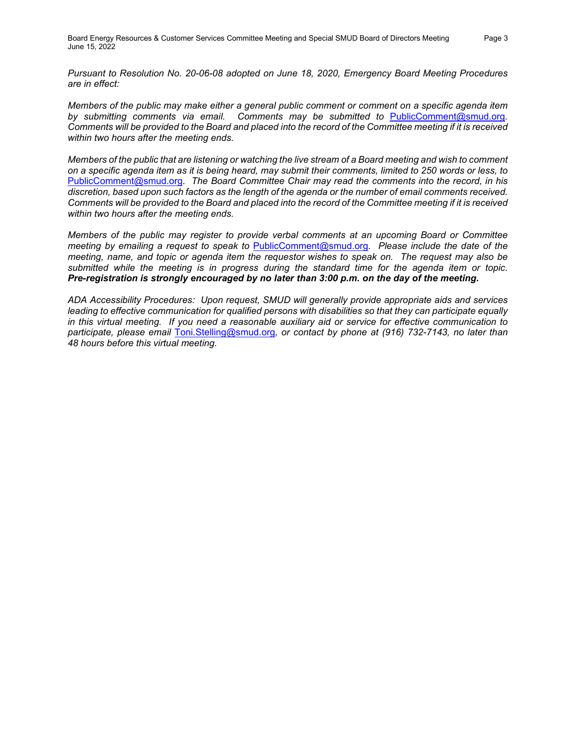*Pursuant to Resolution No. 20-06-08 adopted on June 18, 2020, Emergency Board Meeting Procedures are in effect:*

*Members of the public may make either a general public comment or comment on a specific agenda item by submitting comments via email. Comments may be submitted to PublicComment@smud.org. Comments will be provided to the Board and placed into the record of the Committee meeting if it is received within two hours after the meeting ends.*

*Members of the public that are listening or watching the live stream of a Board meeting and wish to comment on a specific agenda item as it is being heard, may submit their comments, limited to 250 words or less, to PublicComment@smud.org. The Board Committee Chair may read the comments into the record, in his discretion, based upon such factors as the length of the agenda or the number of email comments received. Comments will be provided to the Board and placed into the record of the Committee meeting if it is received within two hours after the meeting ends.*

*Members of the public may register to provide verbal comments at an upcoming Board or Committee meeting by emailing a request to speak to PublicComment@smud.org. Please include the date of the meeting, name, and topic or agenda item the requestor wishes to speak on. The request may also be submitted while the meeting is in progress during the standard time for the agenda item or topic.* ***Pre-registration is strongly encouraged by no later than 3:00 p.m. on the day of the meeting.***

*ADA Accessibility Procedures: Upon request, SMUD will generally provide appropriate aids and services leading to effective communication for qualified persons with disabilities so that they can participate equally in this virtual meeting. If you need a reasonable auxiliary aid or service for effective communication to participate, please email Toni.Stelling@smud.org, or contact by phone at (916) 732-7143, no later than 48 hours before this virtual meeting.*